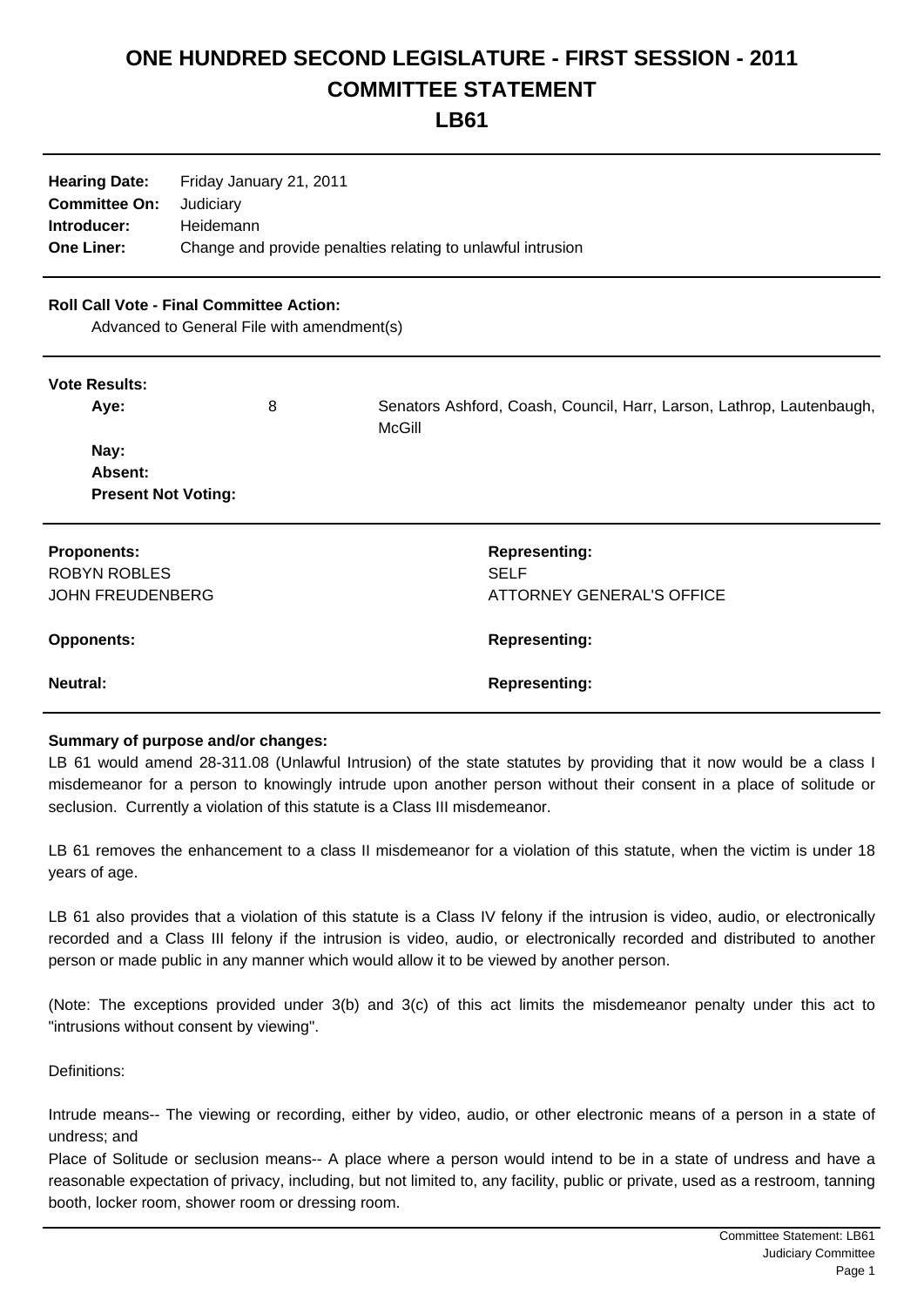# ONE HUNDRED SECOND LEGISLATURE - FIRST SESSION - 2011
# COMMITTEE STATEMENT
# LB61

**Hearing Date:** Friday January 21, 2011
**Committee On:** Judiciary
**Introducer:** Heidemann
**One Liner:** Change and provide penalties relating to unlawful intrusion

**Roll Call Vote - Final Committee Action:**
Advanced to General File with amendment(s)

**Vote Results:**

| | | |
|---|---|---|
| **Aye:** | 8 | Senators Ashford, Coash, Council, Harr, Larson, Lathrop, Lautenbaugh, McGill |
| **Nay:** | | |
| **Absent:** | | |
| **Present Not Voting:** | | |

| **Proponents:** | **Representing:** |
|---|---|
| ROBYN ROBLES | SELF |
| JOHN FREUDENBERG | ATTORNEY GENERAL'S OFFICE |
| **Opponents:** | **Representing:** |
| **Neutral:** | **Representing:** |

**Summary of purpose and/or changes:**

LB 61 would amend 28-311.08 (Unlawful Intrusion) of the state statutes by providing that it now would be a class I misdemeanor for a person to knowingly intrude upon another person without their consent in a place of solitude or seclusion. Currently a violation of this statute is a Class III misdemeanor.

LB 61 removes the enhancement to a class II misdemeanor for a violation of this statute, when the victim is under 18 years of age.

LB 61 also provides that a violation of this statute is a Class IV felony if the intrusion is video, audio, or electronically recorded and a Class III felony if the intrusion is video, audio, or electronically recorded and distributed to another person or made public in any manner which would allow it to be viewed by another person.

(Note: The exceptions provided under 3(b) and 3(c) of this act limits the misdemeanor penalty under this act to "intrusions without consent by viewing".

Definitions:

Intrude means-- The viewing or recording, either by video, audio, or other electronic means of a person in a state of undress; and

Place of Solitude or seclusion means-- A place where a person would intend to be in a state of undress and have a reasonable expectation of privacy, including, but not limited to, any facility, public or private, used as a restroom, tanning booth, locker room, shower room or dressing room.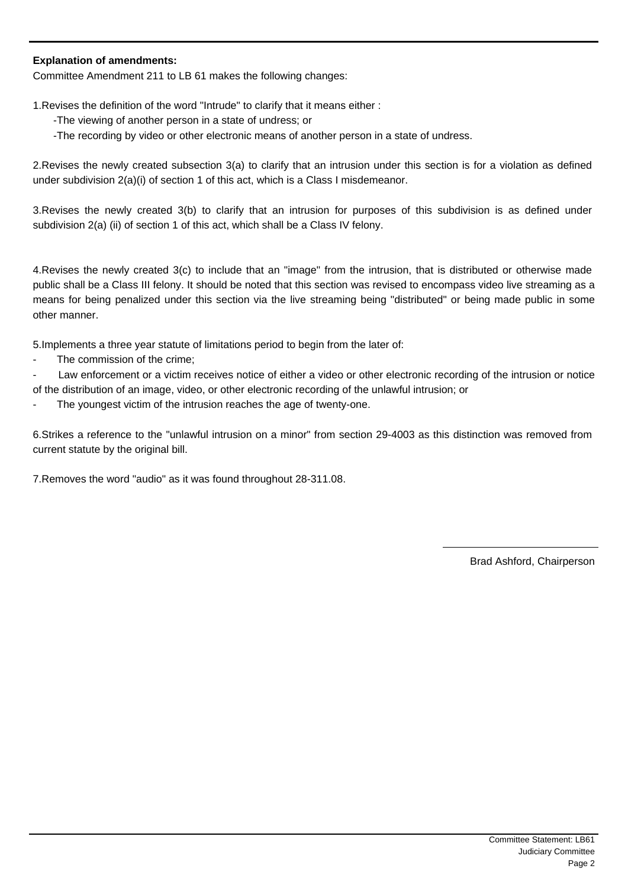**Explanation of amendments:**

Committee Amendment 211 to LB 61 makes the following changes:

1.Revises the definition of the word "Intrude" to clarify that it means either :

-The viewing of another person in a state of undress; or

-The recording by video or other electronic means of another person in a state of undress.

2.Revises the newly created subsection 3(a) to clarify that an intrusion under this section is for a violation as defined under subdivision 2(a)(i) of section 1 of this act, which is a Class I misdemeanor.

3.Revises the newly created 3(b) to clarify that an intrusion for purposes of this subdivision is as defined under subdivision 2(a) (ii) of section 1 of this act, which shall be a Class IV felony.

4.Revises the newly created 3(c) to include that an "image" from the intrusion, that is distributed or otherwise made public shall be a Class III felony. It should be noted that this section was revised to encompass video live streaming as a means for being penalized under this section via the live streaming being "distributed" or being made public in some other manner.

5.Implements a three year statute of limitations period to begin from the later of:

- The commission of the crime;
- Law enforcement or a victim receives notice of either a video or other electronic recording of the intrusion or notice of the distribution of an image, video, or other electronic recording of the unlawful intrusion; or
- The youngest victim of the intrusion reaches the age of twenty-one.

6.Strikes a reference to the "unlawful intrusion on a minor" from section 29-4003 as this distinction was removed from current statute by the original bill.

7.Removes the word "audio" as it was found throughout 28-311.08.

Brad Ashford, Chairperson